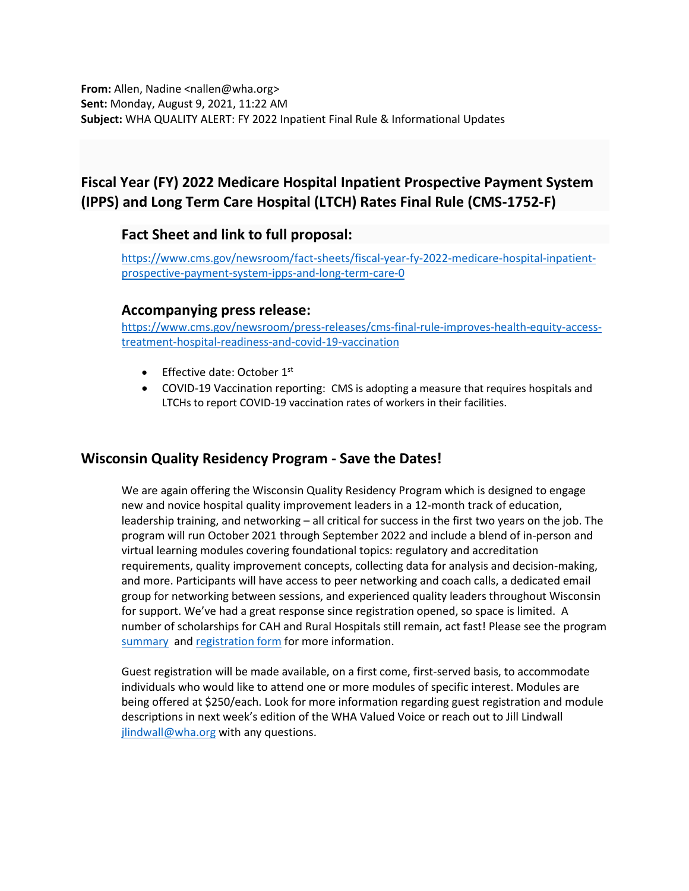**From:** Allen, Nadine <nallen@wha.org>
**Sent:** Monday, August 9, 2021, 11:22 AM
**Subject:** WHA QUALITY ALERT: FY 2022 Inpatient Final Rule & Informational Updates

## Fiscal Year (FY) 2022 Medicare Hospital Inpatient Prospective Payment System (IPPS) and Long Term Care Hospital (LTCH) Rates Final Rule (CMS-1752-F)

### Fact Sheet and link to full proposal:

https://www.cms.gov/newsroom/fact-sheets/fiscal-year-fy-2022-medicare-hospital-inpatient-prospective-payment-system-ipps-and-long-term-care-0

### Accompanying press release:

https://www.cms.gov/newsroom/press-releases/cms-final-rule-improves-health-equity-access-treatment-hospital-readiness-and-covid-19-vaccination

- Effective date: October 1st
- COVID-19 Vaccination reporting: CMS is adopting a measure that requires hospitals and LTCHs to report COVID-19 vaccination rates of workers in their facilities.

## Wisconsin Quality Residency Program - Save the Dates!

We are again offering the Wisconsin Quality Residency Program which is designed to engage new and novice hospital quality improvement leaders in a 12-month track of education, leadership training, and networking – all critical for success in the first two years on the job. The program will run October 2021 through September 2022 and include a blend of in-person and virtual learning modules covering foundational topics: regulatory and accreditation requirements, quality improvement concepts, collecting data for analysis and decision-making, and more. Participants will have access to peer networking and coach calls, a dedicated email group for networking between sessions, and experienced quality leaders throughout Wisconsin for support. We've had a great response since registration opened, so space is limited. A number of scholarships for CAH and Rural Hospitals still remain, act fast! Please see the program summary and registration form for more information.

Guest registration will be made available, on a first come, first-served basis, to accommodate individuals who would like to attend one or more modules of specific interest. Modules are being offered at $250/each. Look for more information regarding guest registration and module descriptions in next week's edition of the WHA Valued Voice or reach out to Jill Lindwall jlindwall@wha.org with any questions.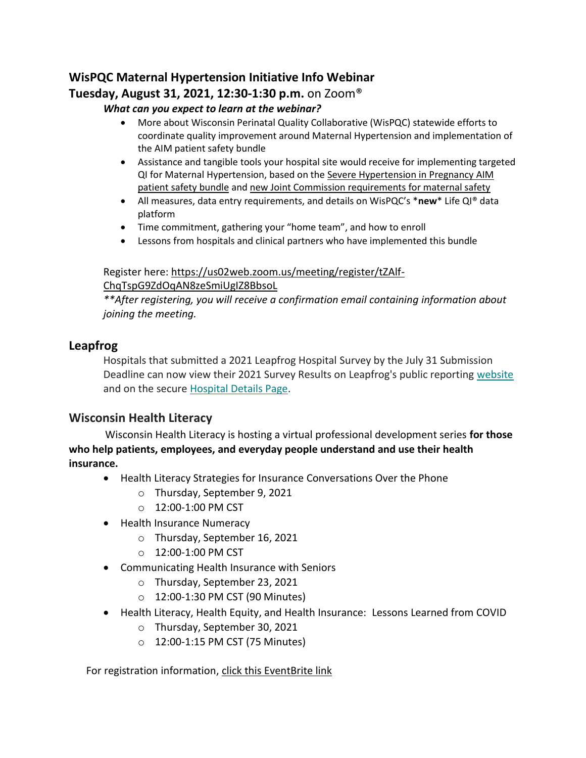## WisPQC Maternal Hypertension Initiative Info Webinar

**Tuesday, August 31, 2021, 12:30-1:30 p.m.** on Zoom®

***What can you expect to learn at the webinar?***

- More about Wisconsin Perinatal Quality Collaborative (WisPQC) statewide efforts to coordinate quality improvement around Maternal Hypertension and implementation of the AIM patient safety bundle
- Assistance and tangible tools your hospital site would receive for implementing targeted QI for Maternal Hypertension, based on the Severe Hypertension in Pregnancy AIM patient safety bundle and new Joint Commission requirements for maternal safety
- All measures, data entry requirements, and details on WisPQC's ***new*** Life QI® data platform
- Time commitment, gathering your "home team", and how to enroll
- Lessons from hospitals and clinical partners who have implemented this bundle

Register here: https://us02web.zoom.us/meeting/register/tZAlf-ChqTspG9ZdOqAN8zeSmiUgIZ8BbsoL

*\*\*After registering, you will receive a confirmation email containing information about joining the meeting.*

## Leapfrog

Hospitals that submitted a 2021 Leapfrog Hospital Survey by the July 31 Submission Deadline can now view their 2021 Survey Results on Leapfrog's public reporting website and on the secure Hospital Details Page.

## Wisconsin Health Literacy

Wisconsin Health Literacy is hosting a virtual professional development series **for those who help patients, employees, and everyday people understand and use their health insurance.**

- Health Literacy Strategies for Insurance Conversations Over the Phone
  - Thursday, September 9, 2021
  - 12:00-1:00 PM CST
- Health Insurance Numeracy
  - Thursday, September 16, 2021
  - 12:00-1:00 PM CST
- Communicating Health Insurance with Seniors
  - Thursday, September 23, 2021
  - 12:00-1:30 PM CST (90 Minutes)
- Health Literacy, Health Equity, and Health Insurance: Lessons Learned from COVID
  - Thursday, September 30, 2021
  - 12:00-1:15 PM CST (75 Minutes)

For registration information, click this EventBrite link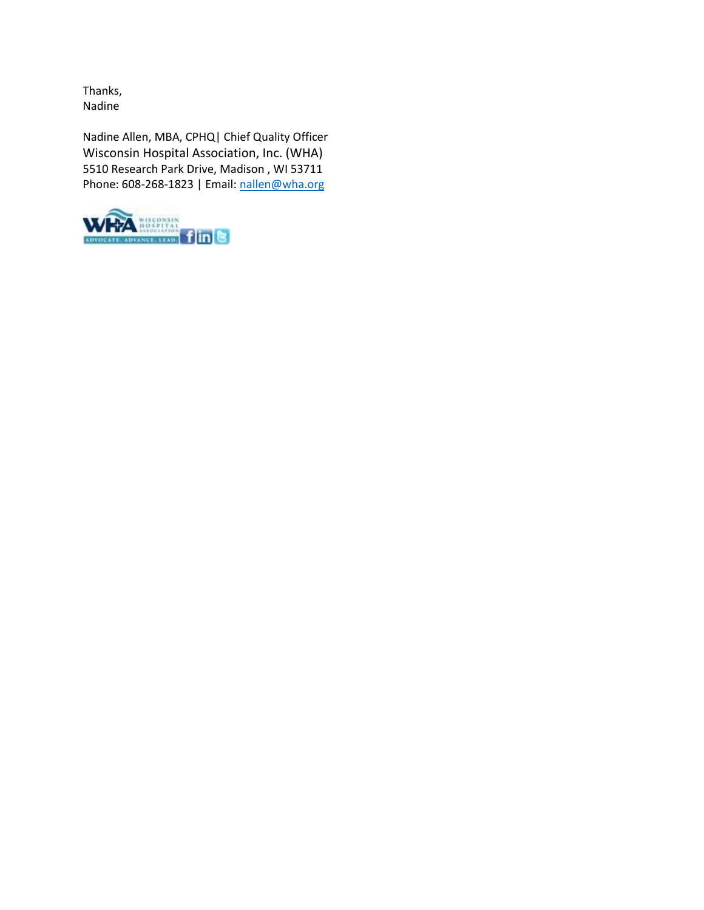Thanks,
Nadine

Nadine Allen, MBA, CPHQ| Chief Quality Officer
Wisconsin Hospital Association, Inc. (WHA)
5510 Research Park Drive, Madison , WI 53711
Phone: 608-268-1823 | Email: nallen@wha.org